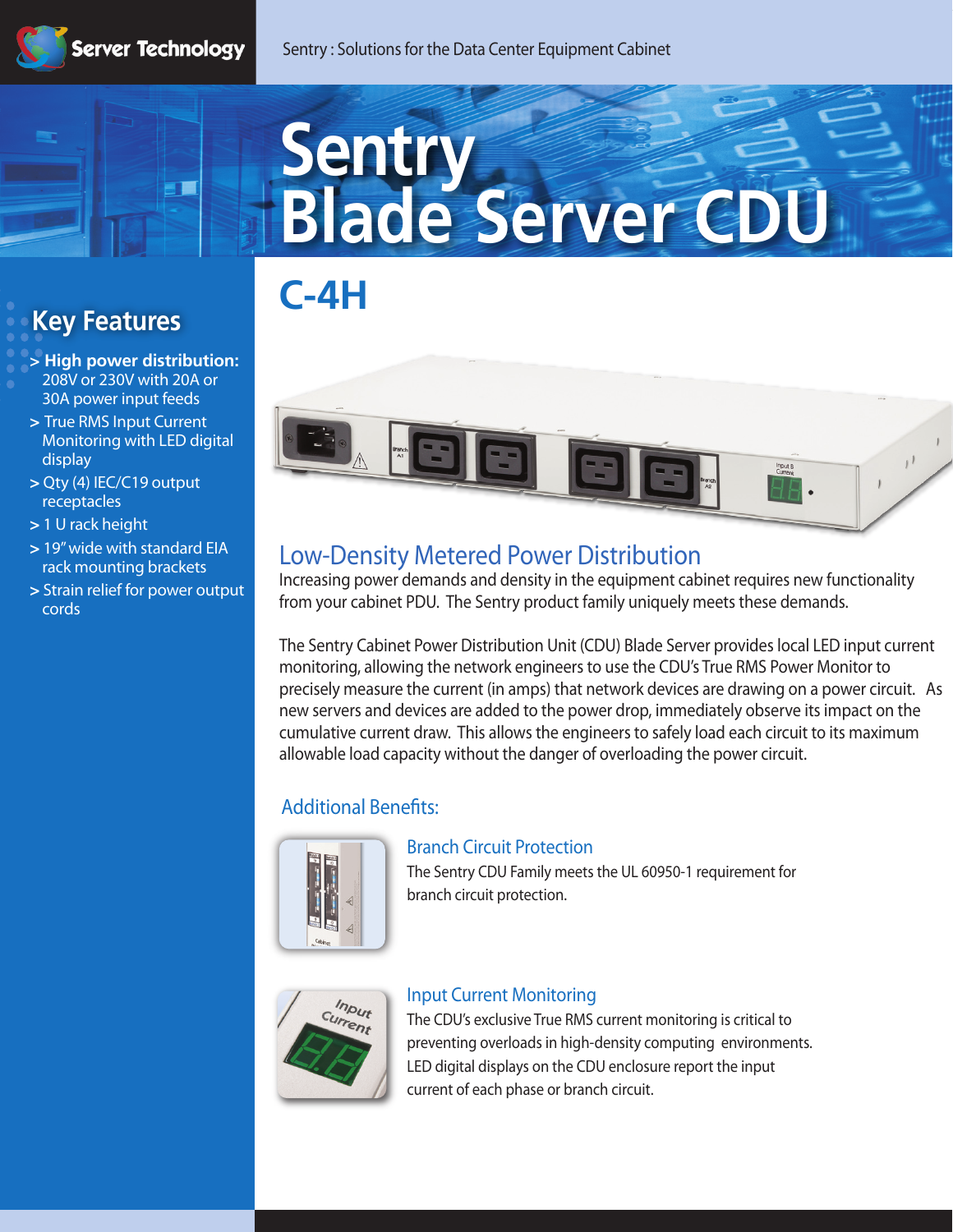Server Technology

Sentry : Solutions for the Data Center Equipment Cabinet

# Sentry Blade Server CDU

## C-4H

## Key Features

- **High power distribution:** 208V or 230V with 20A or 30A power input feeds
- True RMS Input Current Monitoring with LED digital display
- Qty (4) IEC/C19 output receptacles
- 1 U rack height
- 19" wide with standard EIA rack mounting brackets
- Strain relief for power output cords

## Low-Density Metered Power Distribution

Increasing power demands and density in the equipment cabinet requires new functionality from your cabinet PDU. The Sentry product family uniquely meets these demands.

The Sentry Cabinet Power Distribution Unit (CDU) Blade Server provides local LED input current monitoring, allowing the network engineers to use the CDU's True RMS Power Monitor to precisely measure the current (in amps) that network devices are drawing on a power circuit. As new servers and devices are added to the power drop, immediately observe its impact on the cumulative current draw. This allows the engineers to safely load each circuit to its maximum allowable load capacity without the danger of overloading the power circuit.

### Additional Benefits:

#### Branch Circuit Protection

The Sentry CDU Family meets the UL 60950-1 requirement for branch circuit protection.

#### Input Current Monitoring

The CDU's exclusive True RMS current monitoring is critical to preventing overloads in high-density computing environments. LED digital displays on the CDU enclosure report the input current of each phase or branch circuit.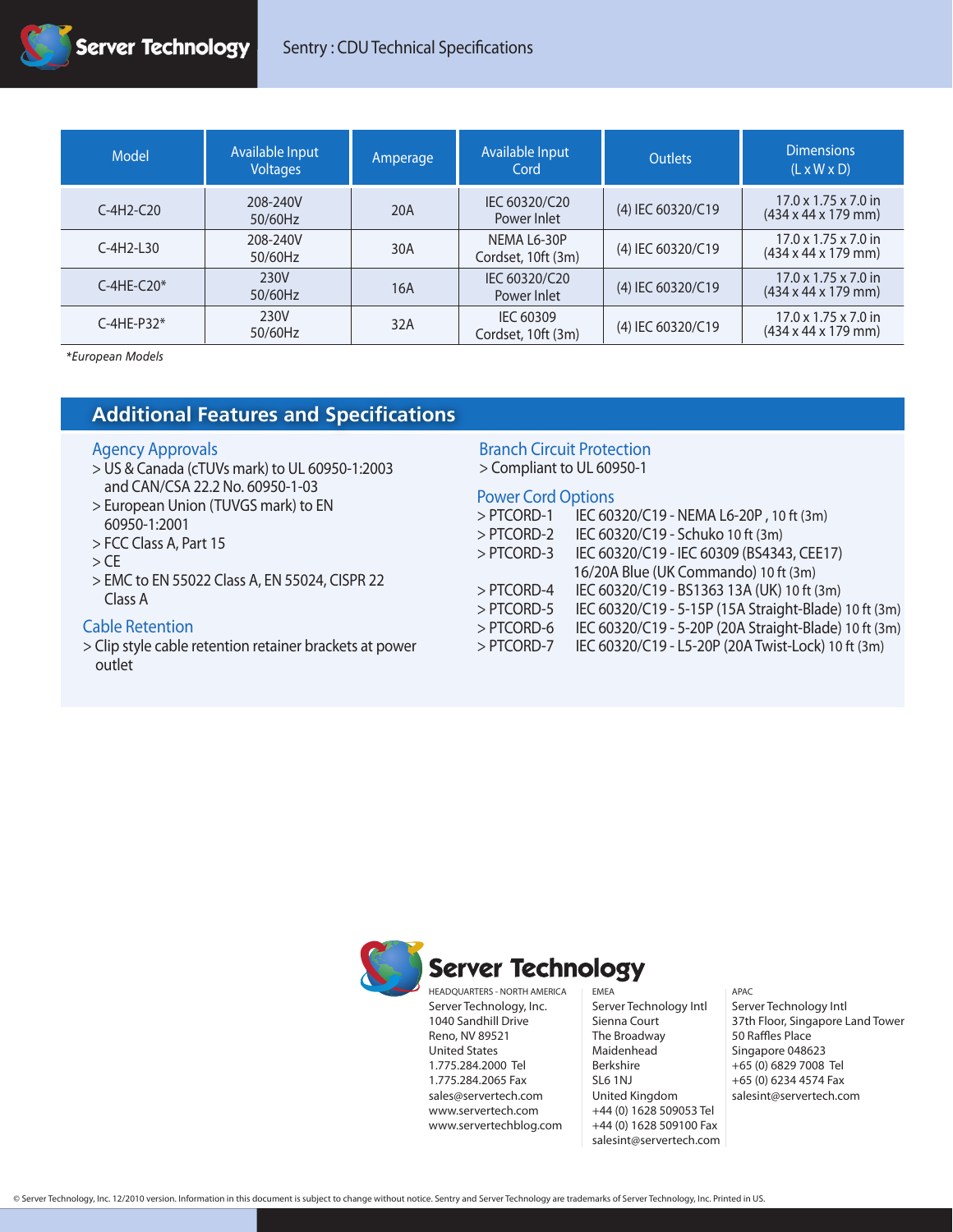| Model | Available Input Voltages | Amperage | Available Input Cord | Outlets | Dimensions (L x W x D) |
|---|---|---|---|---|---|
| C-4H2-C20 | 208-240V 50/60Hz | 20A | IEC 60320/C20 Power Inlet | (4) IEC 60320/C19 | 17.0 x 1.75 x 7.0 in (434 x 44 x 179 mm) |
| C-4H2-L30 | 208-240V 50/60Hz | 30A | NEMA L6-30P Cordset, 10ft (3m) | (4) IEC 60320/C19 | 17.0 x 1.75 x 7.0 in (434 x 44 x 179 mm) |
| C-4HE-C20* | 230V 50/60Hz | 16A | IEC 60320/C20 Power Inlet | (4) IEC 60320/C19 | 17.0 x 1.75 x 7.0 in (434 x 44 x 179 mm) |
| C-4HE-P32* | 230V 50/60Hz | 32A | IEC 60309 Cordset, 10ft (3m) | (4) IEC 60320/C19 | 17.0 x 1.75 x 7.0 in (434 x 44 x 179 mm) |

*\*European Models*

## Additional Features and Specifications

### Agency Approvals

> US & Canada (cTUVs mark) to UL 60950-1:2003 and CAN/CSA 22.2 No. 60950-1-03
> European Union (TUVGS mark) to EN 60950-1:2001
> FCC Class A, Part 15
> CE
> EMC to EN 55022 Class A, EN 55024, CISPR 22 Class A

### Cable Retention

> Clip style cable retention retainer brackets at power outlet

### Branch Circuit Protection

> Compliant to UL 60950-1

### Power Cord Options

> PTCORD-1 IEC 60320/C19 - NEMA L6-20P , 10 ft (3m)
> PTCORD-2 IEC 60320/C19 - Schuko 10 ft (3m)
> PTCORD-3 IEC 60320/C19 - IEC 60309 (BS4343, CEE17) 16/20A Blue (UK Commando) 10 ft (3m)
> PTCORD-4 IEC 60320/C19 - BS1363 13A (UK) 10 ft (3m)
> PTCORD-5 IEC 60320/C19 - 5-15P (15A Straight-Blade) 10 ft (3m)
> PTCORD-6 IEC 60320/C19 - 5-20P (20A Straight-Blade) 10 ft (3m)
> PTCORD-7 IEC 60320/C19 - L5-20P (20A Twist-Lock) 10 ft (3m)

**Server Technology**

HEADQUARTERS - NORTH AMERICA
Server Technology, Inc.
1040 Sandhill Drive
Reno, NV 89521
United States
1.775.284.2000 Tel
1.775.284.2065 Fax
sales@servertech.com
www.servertech.com
www.servertechblog.com

EMEA
Server Technology Intl
Sienna Court
The Broadway
Maidenhead
Berkshire
SL6 1NJ
United Kingdom
+44 (0) 1628 509053 Tel
+44 (0) 1628 509100 Fax
salesint@servertech.com

APAC
Server Technology Intl
37th Floor, Singapore Land Tower
50 Raffles Place
Singapore 048623
+65 (0) 6829 7008 Tel
+65 (0) 6234 4574 Fax
salesint@servertech.com

© Server Technology, Inc. 12/2010 version. Information in this document is subject to change without notice. Sentry and Server Technology are trademarks of Server Technology, Inc. Printed in US.